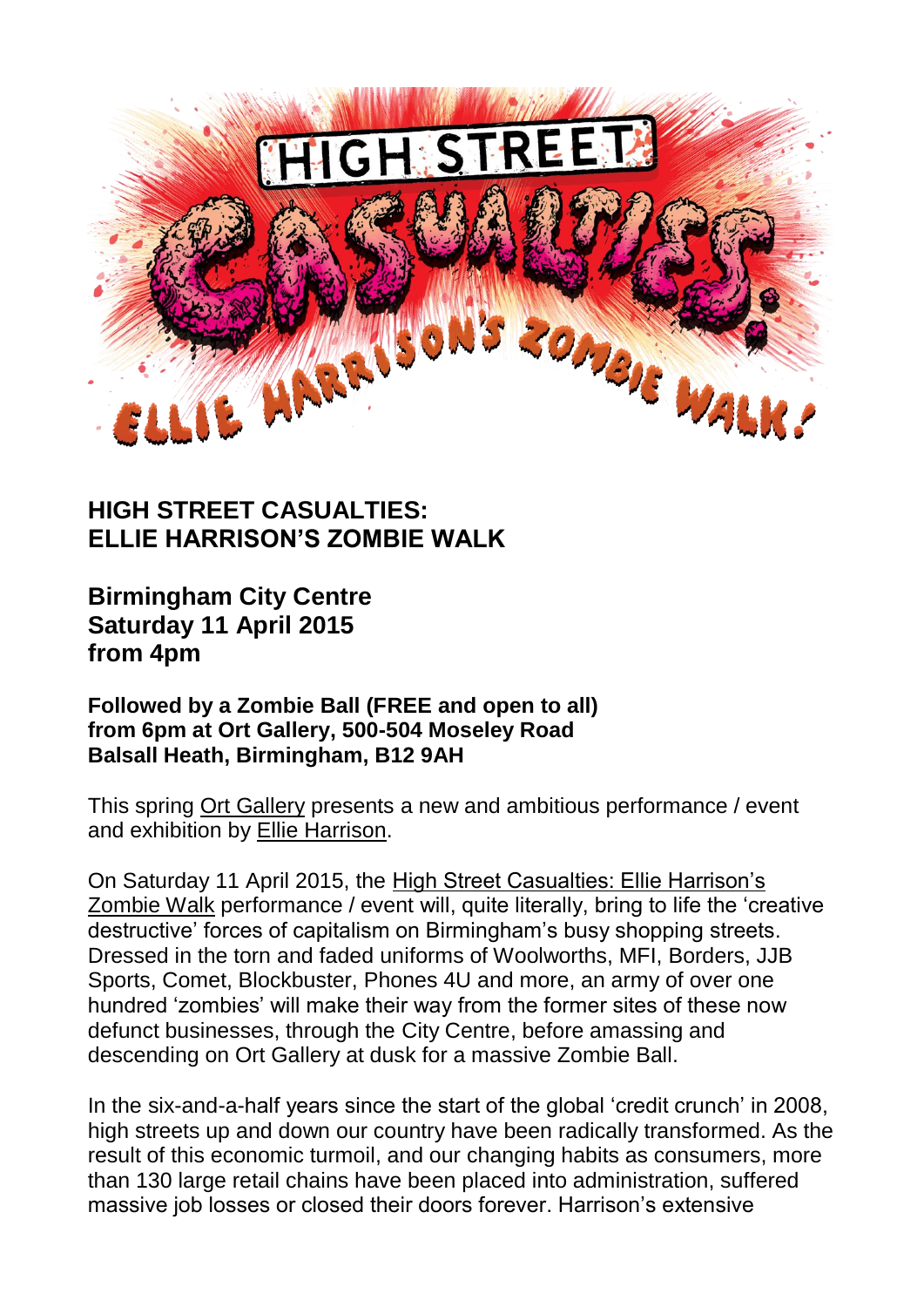# HIGH STREET CASUALTIES: ELLIE HARRISON'S ZOMBIE WALK

**Birmingham City Centre**
**Saturday 11 April 2015**
**from 4pm**

**Followed by a Zombie Ball (FREE and open to all)**
**from 6pm at Ort Gallery, 500-504 Moseley Road**
**Balsall Heath, Birmingham, B12 9AH**

This spring Ort Gallery presents a new and ambitious performance / event and exhibition by Ellie Harrison.

On Saturday 11 April 2015, the High Street Casualties: Ellie Harrison's Zombie Walk performance / event will, quite literally, bring to life the 'creative destructive' forces of capitalism on Birmingham's busy shopping streets. Dressed in the torn and faded uniforms of Woolworths, MFI, Borders, JJB Sports, Comet, Blockbuster, Phones 4U and more, an army of over one hundred 'zombies' will make their way from the former sites of these now defunct businesses, through the City Centre, before amassing and descending on Ort Gallery at dusk for a massive Zombie Ball.

In the six-and-a-half years since the start of the global 'credit crunch' in 2008, high streets up and down our country have been radically transformed. As the result of this economic turmoil, and our changing habits as consumers, more than 130 large retail chains have been placed into administration, suffered massive job losses or closed their doors forever. Harrison's extensive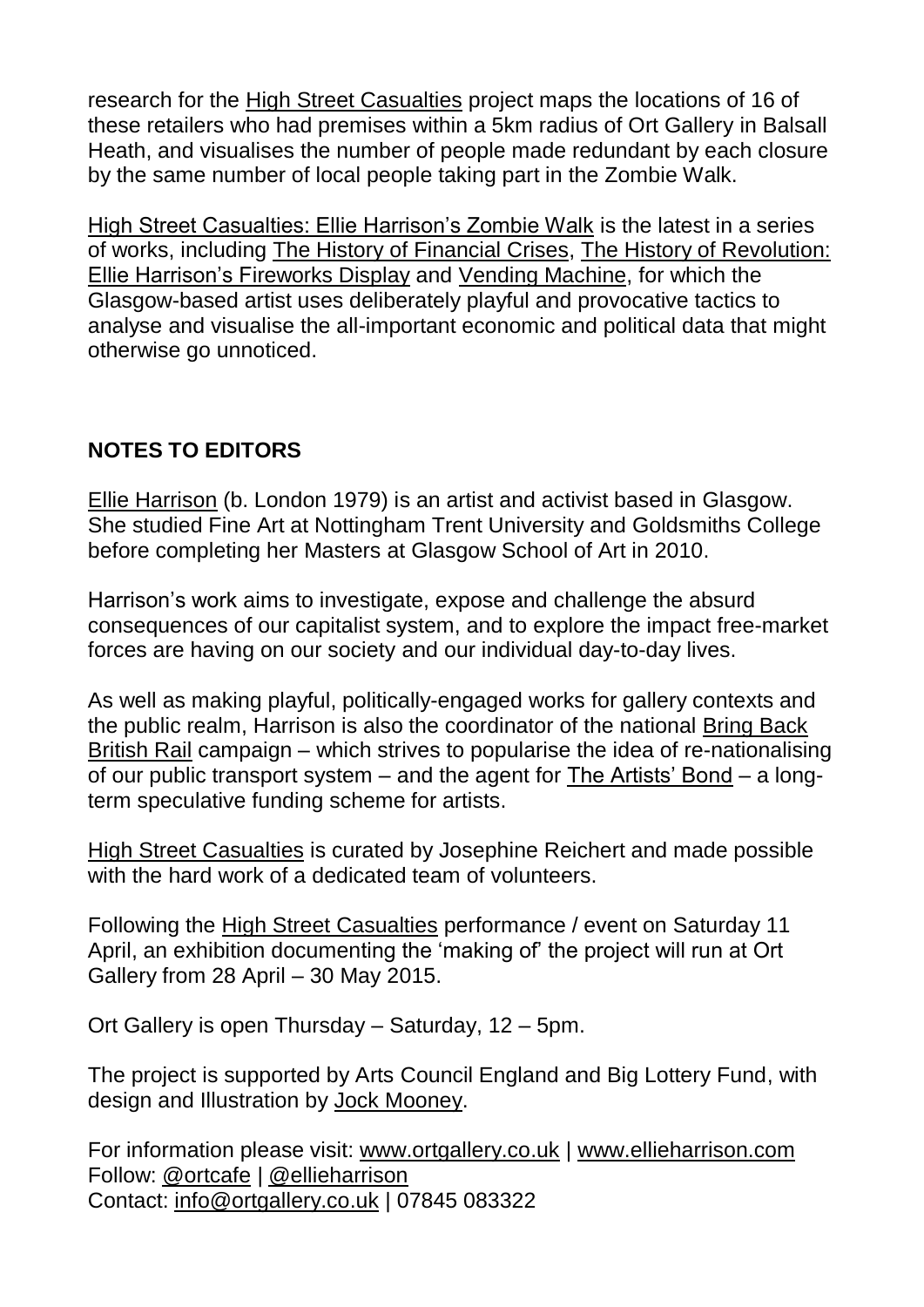research for the High Street Casualties project maps the locations of 16 of these retailers who had premises within a 5km radius of Ort Gallery in Balsall Heath, and visualises the number of people made redundant by each closure by the same number of local people taking part in the Zombie Walk.

High Street Casualties: Ellie Harrison's Zombie Walk is the latest in a series of works, including The History of Financial Crises, The History of Revolution: Ellie Harrison's Fireworks Display and Vending Machine, for which the Glasgow-based artist uses deliberately playful and provocative tactics to analyse and visualise the all-important economic and political data that might otherwise go unnoticed.

## NOTES TO EDITORS

Ellie Harrison (b. London 1979) is an artist and activist based in Glasgow. She studied Fine Art at Nottingham Trent University and Goldsmiths College before completing her Masters at Glasgow School of Art in 2010.

Harrison's work aims to investigate, expose and challenge the absurd consequences of our capitalist system, and to explore the impact free-market forces are having on our society and our individual day-to-day lives.

As well as making playful, politically-engaged works for gallery contexts and the public realm, Harrison is also the coordinator of the national Bring Back British Rail campaign – which strives to popularise the idea of re-nationalising of our public transport system – and the agent for The Artists' Bond – a long-term speculative funding scheme for artists.

High Street Casualties is curated by Josephine Reichert and made possible with the hard work of a dedicated team of volunteers.

Following the High Street Casualties performance / event on Saturday 11 April, an exhibition documenting the 'making of' the project will run at Ort Gallery from 28 April – 30 May 2015.

Ort Gallery is open Thursday – Saturday, 12 – 5pm.

The project is supported by Arts Council England and Big Lottery Fund, with design and Illustration by Jock Mooney.

For information please visit: www.ortgallery.co.uk | www.ellieharrison.com
Follow: @ortcafe | @ellieharrison
Contact: info@ortgallery.co.uk | 07845 083322